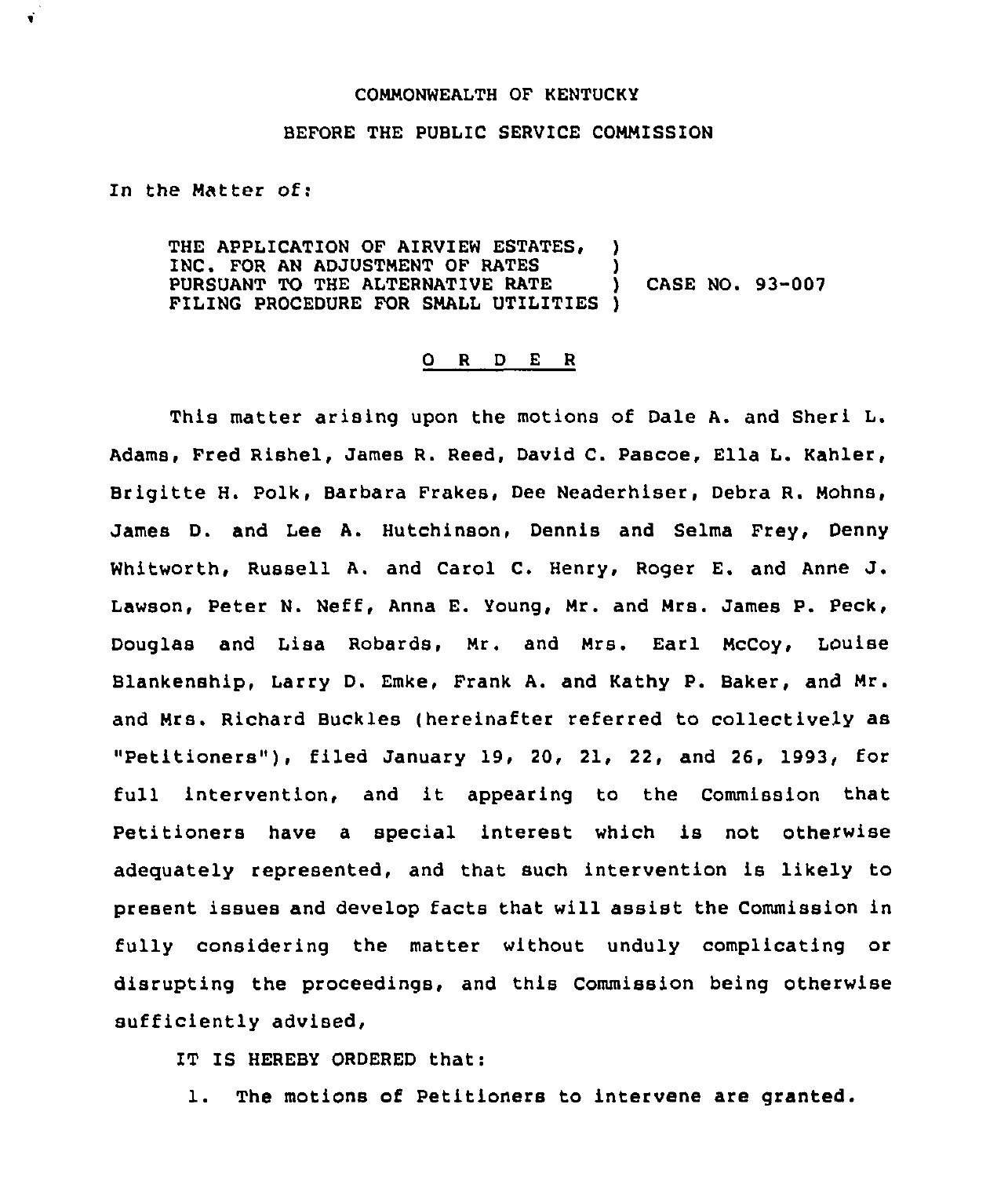COMMONWEALTH OF KENTUCKY

BEFORE THE PUBLIC SERVICE COMMISSION

In the Matter of:

THE APPLICATION OF AIRVIEW ESTATES, )
INC. FOR AN ADJUSTMENT OF RATES )
PURSUANT TO THE ALTERNATIVE RATE ) CASE NO. 93-007
FILING PROCEDURE FOR SMALL UTILITIES )

## O R D E R

This matter arising upon the motions of Dale A. and Sheri L. Adams, Fred Rishel, James R. Reed, David C. Pascoe, Ella L. Kahler, Brigitte H. Polk, Barbara Frakes, Dee Neaderhiser, Debra R. Mohns, James D. and Lee A. Hutchinson, Dennis and Selma Frey, Denny Whitworth, Russell A. and Carol C. Henry, Roger E. and Anne J. Lawson, Peter N. Neff, Anna E. Young, Mr. and Mrs. James P. Peck, Douglas and Lisa Robards, Mr. and Mrs. Earl McCoy, Louise Blankenship, Larry D. Emke, Frank A. and Kathy P. Baker, and Mr. and Mrs. Richard Buckles (hereinafter referred to collectively as "Petitioners"), filed January 19, 20, 21, 22, and 26, 1993, for full intervention, and it appearing to the Commission that Petitioners have a special interest which is not otherwise adequately represented, and that such intervention is likely to present issues and develop facts that will assist the Commission in fully considering the matter without unduly complicating or disrupting the proceedings, and this Commission being otherwise sufficiently advised,

IT IS HEREBY ORDERED that:

1. The motions of Petitioners to intervene are granted.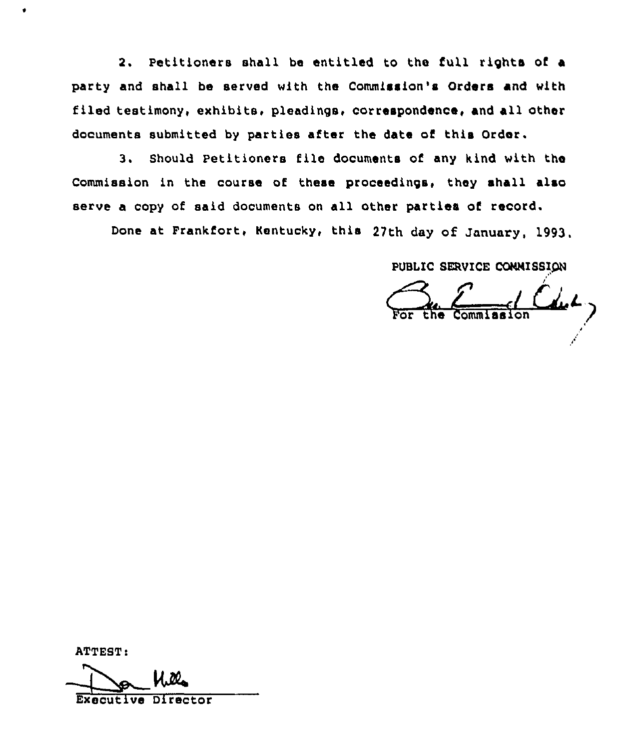2. Petitioners shall be entitled to the full rights of a party and shall be served with the Commission's Orders and with filed testimony, exhibits, pleadings, correspondence, and all other documents submitted by parties after the date of this Order.

3. Should Petitioners file documents of any kind with the Commission in the course of these proceedings, they shall also serve a copy of said documents on all other parties of record.

Done at Frankfort, Kentucky, this 27th day of January, 1993.

PUBLIC SERVICE COMMISSION

For the Commission

ATTEST:

Executive Director